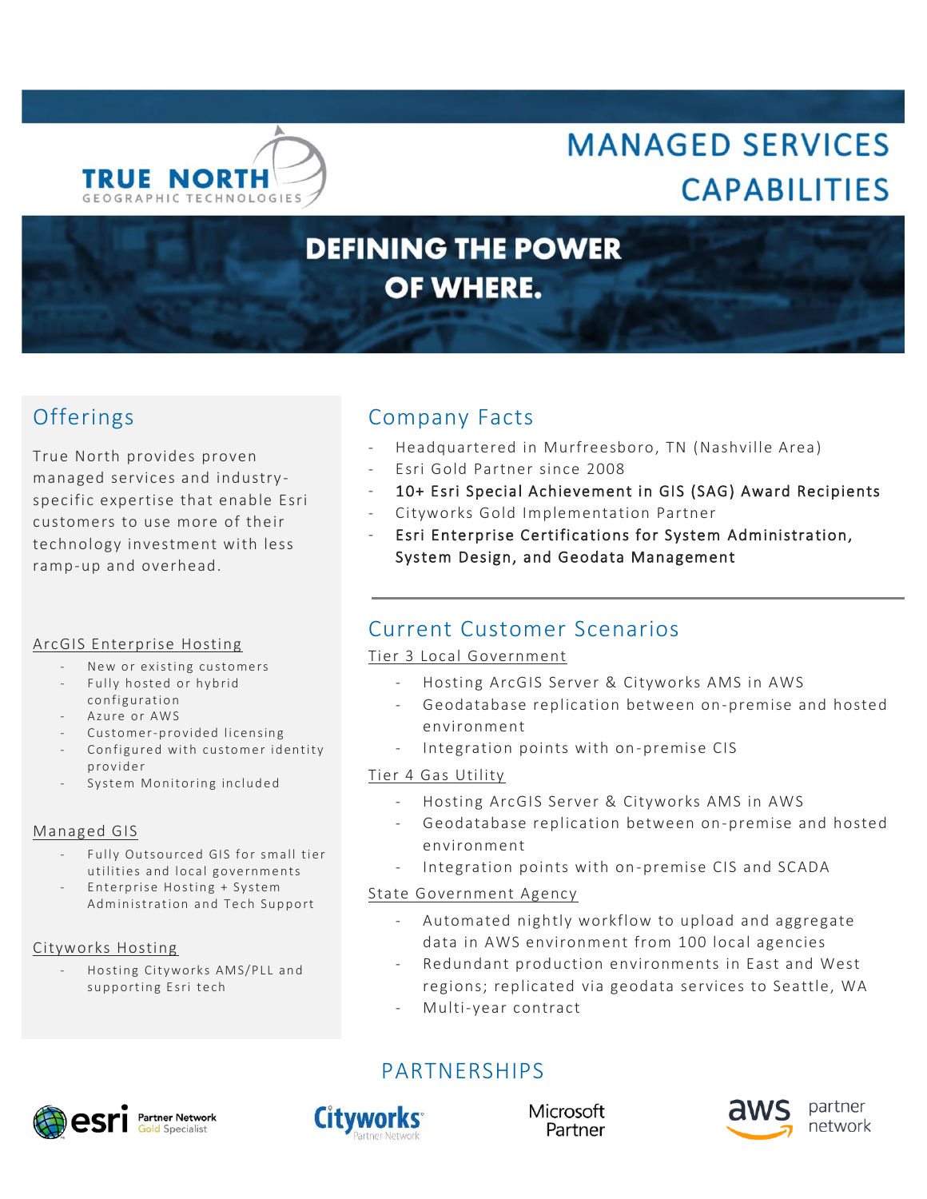# TRUE NORTH GEOGRAPHIC TECHNOLOGIES

# MANAGED SERVICES CAPABILITIES

## DEFINING THE POWER OF WHERE.

## Offerings

True North provides proven managed services and industry-specific expertise that enable Esri customers to use more of their technology investment with less ramp-up and overhead.

### ArcGIS Enterprise Hosting

- New or existing customers
- Fully hosted or hybrid configuration
- Azure or AWS
- Customer-provided licensing
- Configured with customer identity provider
- System Monitoring included

### Managed GIS

- Fully Outsourced GIS for small tier utilities and local governments
- Enterprise Hosting + System Administration and Tech Support

### Cityworks Hosting

- Hosting Cityworks AMS/PLL and supporting Esri tech

## Company Facts

- Headquartered in Murfreesboro, TN (Nashville Area)
- Esri Gold Partner since 2008
- **10+ Esri Special Achievement in GIS (SAG) Award Recipients**
- Cityworks Gold Implementation Partner
- **Esri Enterprise Certifications for System Administration, System Design, and Geodata Management**

---

## Current Customer Scenarios

### Tier 3 Local Government

- Hosting ArcGIS Server & Cityworks AMS in AWS
- Geodatabase replication between on-premise and hosted environment
- Integration points with on-premise CIS

### Tier 4 Gas Utility

- Hosting ArcGIS Server & Cityworks AMS in AWS
- Geodatabase replication between on-premise and hosted environment
- Integration points with on-premise CIS and SCADA

### State Government Agency

- Automated nightly workflow to upload and aggregate data in AWS environment from 100 local agencies
- Redundant production environments in East and West regions; replicated via geodata services to Seattle, WA
- Multi-year contract

## PARTNERSHIPS

esri Partner Network Gold Specialist | Cityworks Partner Network | Microsoft Partner | aws partner network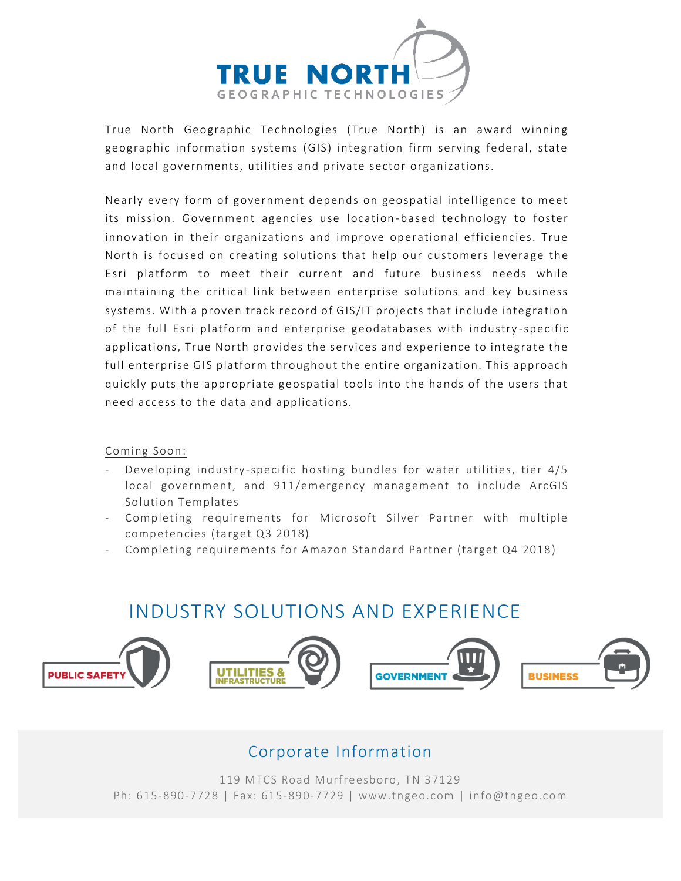# TRUE NORTH
GEOGRAPHIC TECHNOLOGIES

True North Geographic Technologies (True North) is an award winning geographic information systems (GIS) integration firm serving federal, state and local governments, utilities and private sector organizations.

Nearly every form of government depends on geospatial intelligence to meet its mission. Government agencies use location-based technology to foster innovation in their organizations and improve operational efficiencies. True North is focused on creating solutions that help our customers leverage the Esri platform to meet their current and future business needs while maintaining the critical link between enterprise solutions and key business systems. With a proven track record of GIS/IT projects that include integration of the full Esri platform and enterprise geodatabases with industry-specific applications, True North provides the services and experience to integrate the full enterprise GIS platform throughout the entire organization. This approach quickly puts the appropriate geospatial tools into the hands of the users that need access to the data and applications.

Coming Soon:

- Developing industry-specific hosting bundles for water utilities, tier 4/5 local government, and 911/emergency management to include ArcGIS Solution Templates
- Completing requirements for Microsoft Silver Partner with multiple competencies (target Q3 2018)
- Completing requirements for Amazon Standard Partner (target Q4 2018)

## INDUSTRY SOLUTIONS AND EXPERIENCE

PUBLIC SAFETY

UTILITIES & INFRASTRUCTURE

GOVERNMENT

BUSINESS

## Corporate Information

119 MTCS Road Murfreesboro, TN 37129

Ph: 615-890-7728 | Fax: 615-890-7729 | www.tngeo.com | info@tngeo.com